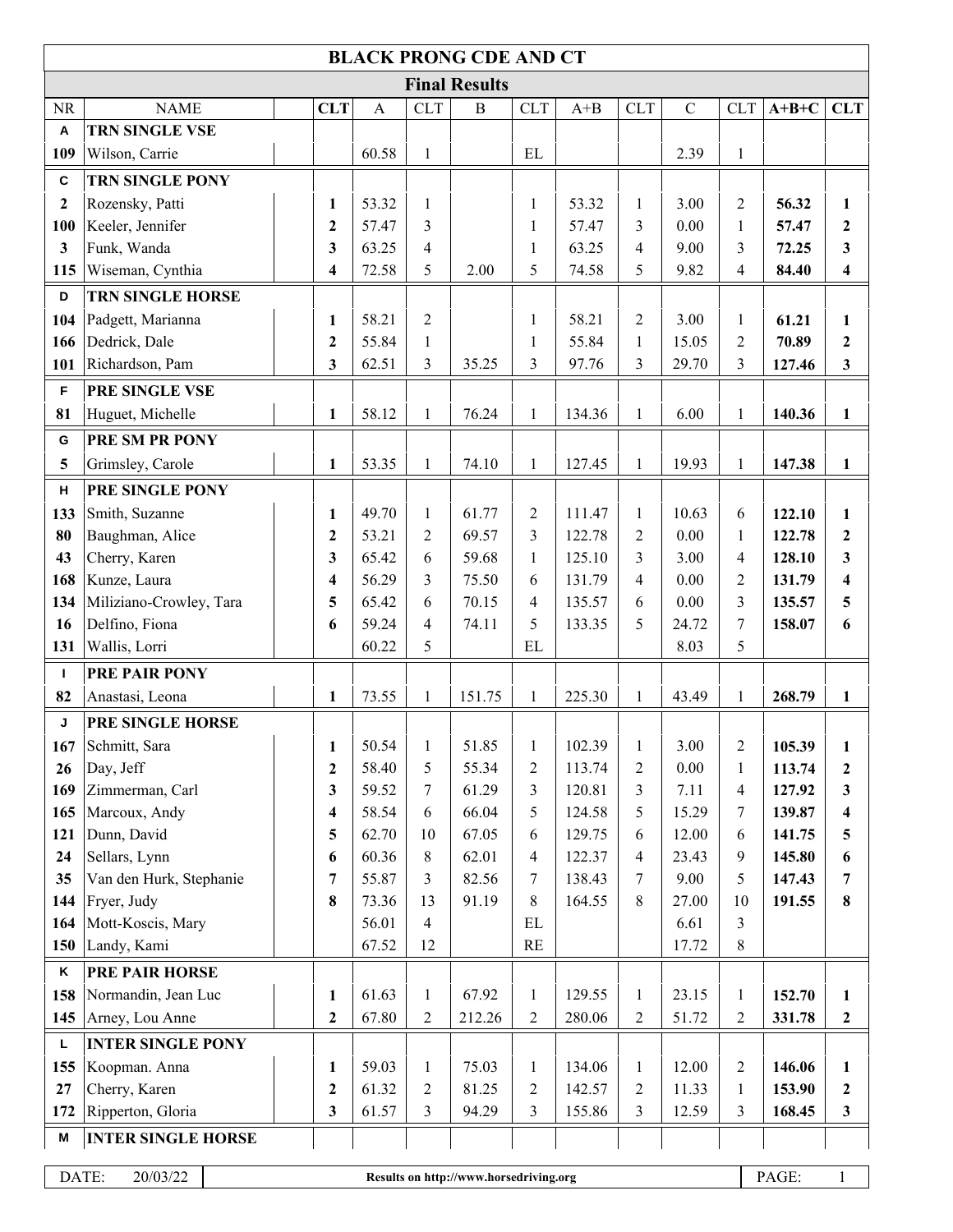# BLACK PRONG CDE AND CT

## Final Results

| NR | NAME | | CLT | A | CLT | B | CLT | A+B | CLT | C | CLT | A+B+C | CLT |
|---|---|---|---|---|---|---|---|---|---|---|---|---|---|
| **A** | **TRN SINGLE VSE** | | | | | | | | | | | | |
| 109 | Wilson, Carrie | | | 60.58 | 1 | | EL | | | 2.39 | 1 | | |
| **C** | **TRN SINGLE PONY** | | | | | | | | | | | | |
| 2 | Rozensky, Patti | | **1** | 53.32 | 1 | | 1 | 53.32 | 1 | 3.00 | 2 | **56.32** | **1** |
| 100 | Keeler, Jennifer | | **2** | 57.47 | 3 | | 1 | 57.47 | 3 | 0.00 | 1 | **57.47** | **2** |
| 3 | Funk, Wanda | | **3** | 63.25 | 4 | | 1 | 63.25 | 4 | 9.00 | 3 | **72.25** | **3** |
| 115 | Wiseman, Cynthia | | **4** | 72.58 | 5 | 2.00 | 5 | 74.58 | 5 | 9.82 | 4 | **84.40** | **4** |
| **D** | **TRN SINGLE HORSE** | | | | | | | | | | | | |
| 104 | Padgett, Marianna | | **1** | 58.21 | 2 | | 1 | 58.21 | 2 | 3.00 | 1 | **61.21** | **1** |
| 166 | Dedrick, Dale | | **2** | 55.84 | 1 | | 1 | 55.84 | 1 | 15.05 | 2 | **70.89** | **2** |
| 101 | Richardson, Pam | | **3** | 62.51 | 3 | 35.25 | 3 | 97.76 | 3 | 29.70 | 3 | **127.46** | **3** |
| **F** | **PRE SINGLE VSE** | | | | | | | | | | | | |
| 81 | Huguet, Michelle | | **1** | 58.12 | 1 | 76.24 | 1 | 134.36 | 1 | 6.00 | 1 | **140.36** | **1** |
| **G** | **PRE SM PR PONY** | | | | | | | | | | | | |
| 5 | Grimsley, Carole | | **1** | 53.35 | 1 | 74.10 | 1 | 127.45 | 1 | 19.93 | 1 | **147.38** | **1** |
| **H** | **PRE SINGLE PONY** | | | | | | | | | | | | |
| 133 | Smith, Suzanne | | **1** | 49.70 | 1 | 61.77 | 2 | 111.47 | 1 | 10.63 | 6 | **122.10** | **1** |
| 80 | Baughman, Alice | | **2** | 53.21 | 2 | 69.57 | 3 | 122.78 | 2 | 0.00 | 1 | **122.78** | **2** |
| 43 | Cherry, Karen | | **3** | 65.42 | 6 | 59.68 | 1 | 125.10 | 3 | 3.00 | 4 | **128.10** | **3** |
| 168 | Kunze, Laura | | **4** | 56.29 | 3 | 75.50 | 6 | 131.79 | 4 | 0.00 | 2 | **131.79** | **4** |
| 134 | Miliziano-Crowley, Tara | | **5** | 65.42 | 6 | 70.15 | 4 | 135.57 | 6 | 0.00 | 3 | **135.57** | **5** |
| 16 | Delfino, Fiona | | **6** | 59.24 | 4 | 74.11 | 5 | 133.35 | 5 | 24.72 | 7 | **158.07** | **6** |
| 131 | Wallis, Lorri | | | 60.22 | 5 | | EL | | | 8.03 | 5 | | |
| **I** | **PRE PAIR PONY** | | | | | | | | | | | | |
| 82 | Anastasi, Leona | | **1** | 73.55 | 1 | 151.75 | 1 | 225.30 | 1 | 43.49 | 1 | **268.79** | **1** |
| **J** | **PRE SINGLE HORSE** | | | | | | | | | | | | |
| 167 | Schmitt, Sara | | **1** | 50.54 | 1 | 51.85 | 1 | 102.39 | 1 | 3.00 | 2 | **105.39** | **1** |
| 26 | Day, Jeff | | **2** | 58.40 | 5 | 55.34 | 2 | 113.74 | 2 | 0.00 | 1 | **113.74** | **2** |
| 169 | Zimmerman, Carl | | **3** | 59.52 | 7 | 61.29 | 3 | 120.81 | 3 | 7.11 | 4 | **127.92** | **3** |
| 165 | Marcoux, Andy | | **4** | 58.54 | 6 | 66.04 | 5 | 124.58 | 5 | 15.29 | 7 | **139.87** | **4** |
| 121 | Dunn, David | | **5** | 62.70 | 10 | 67.05 | 6 | 129.75 | 6 | 12.00 | 6 | **141.75** | **5** |
| 24 | Sellars, Lynn | | **6** | 60.36 | 8 | 62.01 | 4 | 122.37 | 4 | 23.43 | 9 | **145.80** | **6** |
| 35 | Van den Hurk, Stephanie | | **7** | 55.87 | 3 | 82.56 | 7 | 138.43 | 7 | 9.00 | 5 | **147.43** | **7** |
| 144 | Fryer, Judy | | **8** | 73.36 | 13 | 91.19 | 8 | 164.55 | 8 | 27.00 | 10 | **191.55** | **8** |
| 164 | Mott-Koscis, Mary | | | 56.01 | 4 | | EL | | | 6.61 | 3 | | |
| 150 | Landy, Kami | | | 67.52 | 12 | | RE | | | 17.72 | 8 | | |
| **K** | **PRE PAIR HORSE** | | | | | | | | | | | | |
| 158 | Normandin, Jean Luc | | **1** | 61.63 | 1 | 67.92 | 1 | 129.55 | 1 | 23.15 | 1 | **152.70** | **1** |
| 145 | Arney, Lou Anne | | **2** | 67.80 | 2 | 212.26 | 2 | 280.06 | 2 | 51.72 | 2 | **331.78** | **2** |
| **L** | **INTER SINGLE PONY** | | | | | | | | | | | | |
| 155 | Koopman. Anna | | **1** | 59.03 | 1 | 75.03 | 1 | 134.06 | 1 | 12.00 | 2 | **146.06** | **1** |
| 27 | Cherry, Karen | | **2** | 61.32 | 2 | 81.25 | 2 | 142.57 | 2 | 11.33 | 1 | **153.90** | **2** |
| 172 | Ripperton, Gloria | | **3** | 61.57 | 3 | 94.29 | 3 | 155.86 | 3 | 12.59 | 3 | **168.45** | **3** |
| **M** | **INTER SINGLE HORSE** | | | | | | | | | | | | |

DATE: 20/03/22 | Results on http://www.horsedriving.org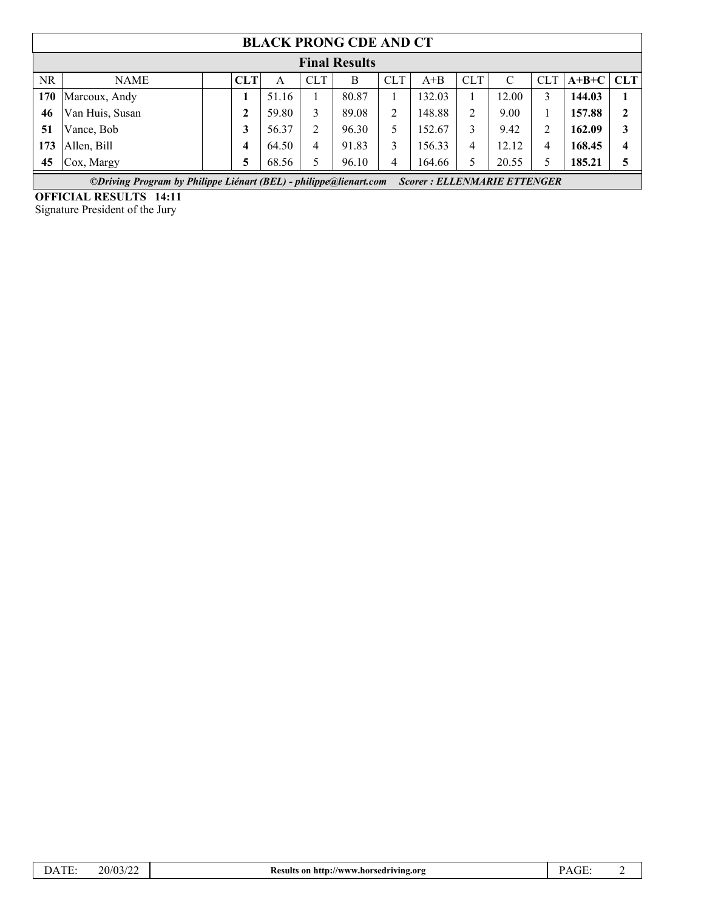# BLACK PRONG CDE AND CT

## Final Results

| NR | NAME | | CLT | A | CLT | B | CLT | A+B | CLT | C | CLT | A+B+C | CLT |
|---|---|---|---|---|---|---|---|---|---|---|---|---|---|
| **170** | Marcoux, Andy | | **1** | 51.16 | 1 | 80.87 | 1 | 132.03 | 1 | 12.00 | 3 | **144.03** | **1** |
| **46** | Van Huis, Susan | | **2** | 59.80 | 3 | 89.08 | 2 | 148.88 | 2 | 9.00 | 1 | **157.88** | **2** |
| **51** | Vance, Bob | | **3** | 56.37 | 2 | 96.30 | 5 | 152.67 | 3 | 9.42 | 2 | **162.09** | **3** |
| **173** | Allen, Bill | | **4** | 64.50 | 4 | 91.83 | 3 | 156.33 | 4 | 12.12 | 4 | **168.45** | **4** |
| **45** | Cox, Margy | | **5** | 68.56 | 5 | 96.10 | 4 | 164.66 | 5 | 20.55 | 5 | **185.21** | **5** |

***©Driving Program by Philippe Liénart (BEL) - philippe@lienart.com    Scorer : ELLENMARIE ETTENGER***

**OFFICIAL RESULTS 14:11**

Signature President of the Jury

DATE: 20/03/22 | **Results on http://www.horsedriving.org**